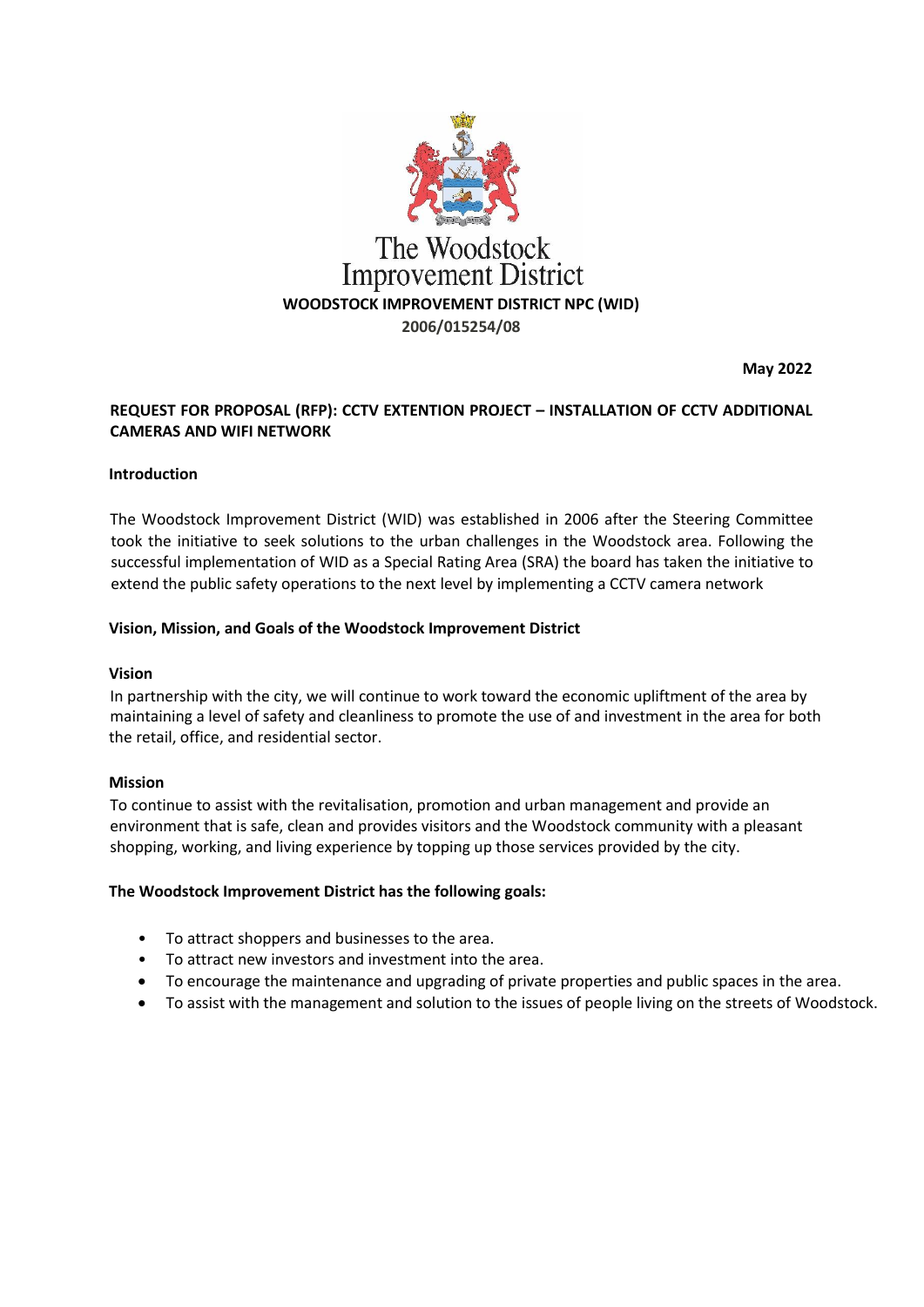The Woodstock Improvement District

**WOODSTOCK IMPROVEMENT DISTRICT NPC (WID)**

**2006/015254/08**

**May 2022**

**REQUEST FOR PROPOSAL (RFP): CCTV EXTENTION PROJECT – INSTALLATION OF CCTV ADDITIONAL CAMERAS AND WIFI NETWORK**

## Introduction

The Woodstock Improvement District (WID) was established in 2006 after the Steering Committee took the initiative to seek solutions to the urban challenges in the Woodstock area. Following the successful implementation of WID as a Special Rating Area (SRA) the board has taken the initiative to extend the public safety operations to the next level by implementing a CCTV camera network

## Vision, Mission, and Goals of the Woodstock Improvement District

### Vision

In partnership with the city, we will continue to work toward the economic upliftment of the area by maintaining a level of safety and cleanliness to promote the use of and investment in the area for both the retail, office, and residential sector.

### Mission

To continue to assist with the revitalisation, promotion and urban management and provide an environment that is safe, clean and provides visitors and the Woodstock community with a pleasant shopping, working, and living experience by topping up those services provided by the city.

### The Woodstock Improvement District has the following goals:

- To attract shoppers and businesses to the area.
- To attract new investors and investment into the area.
- To encourage the maintenance and upgrading of private properties and public spaces in the area.
- To assist with the management and solution to the issues of people living on the streets of Woodstock.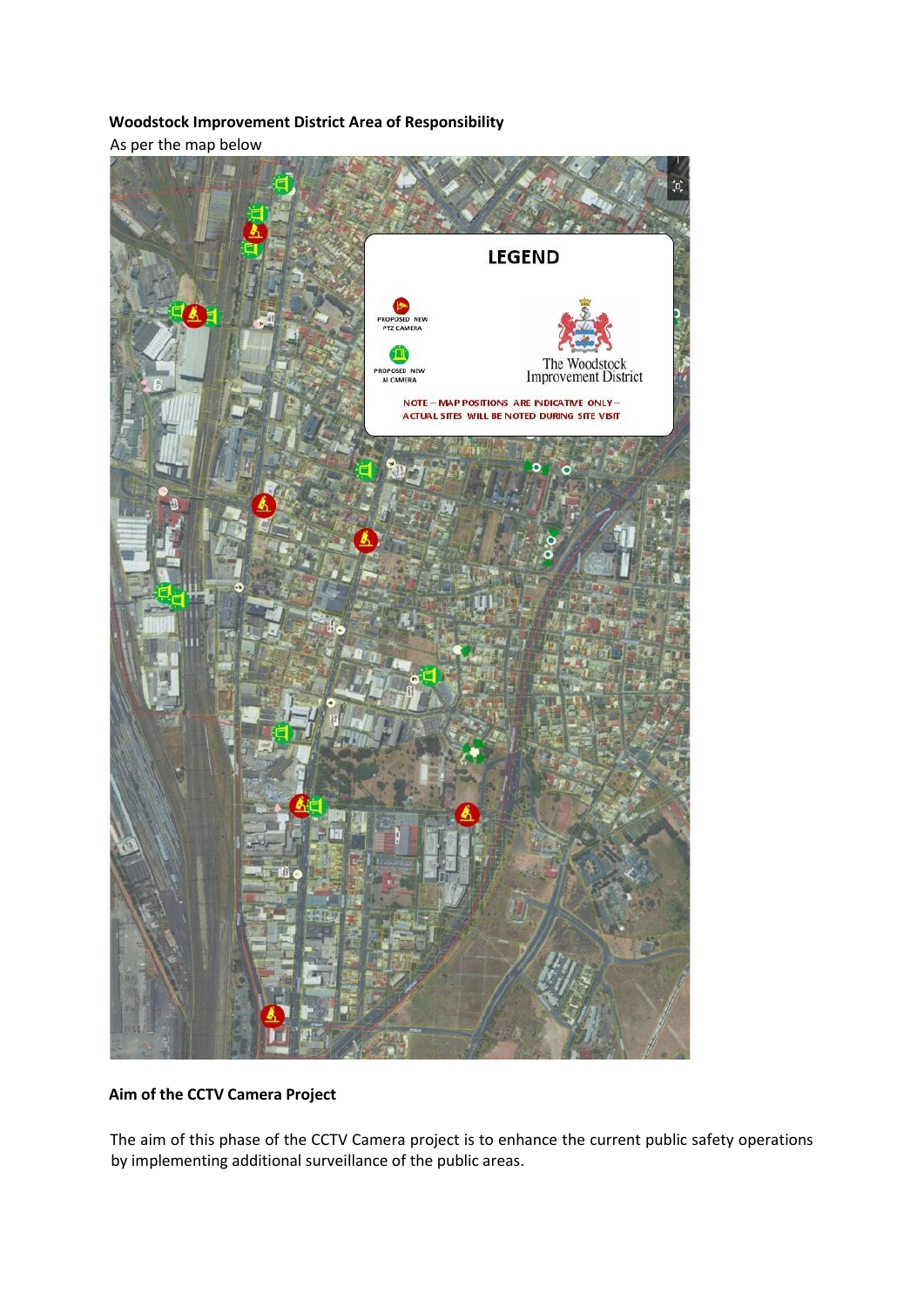**Woodstock Improvement District Area of Responsibility**

As per the map below

**Aim of the CCTV Camera Project**

The aim of this phase of the CCTV Camera project is to enhance the current public safety operations by implementing additional surveillance of the public areas.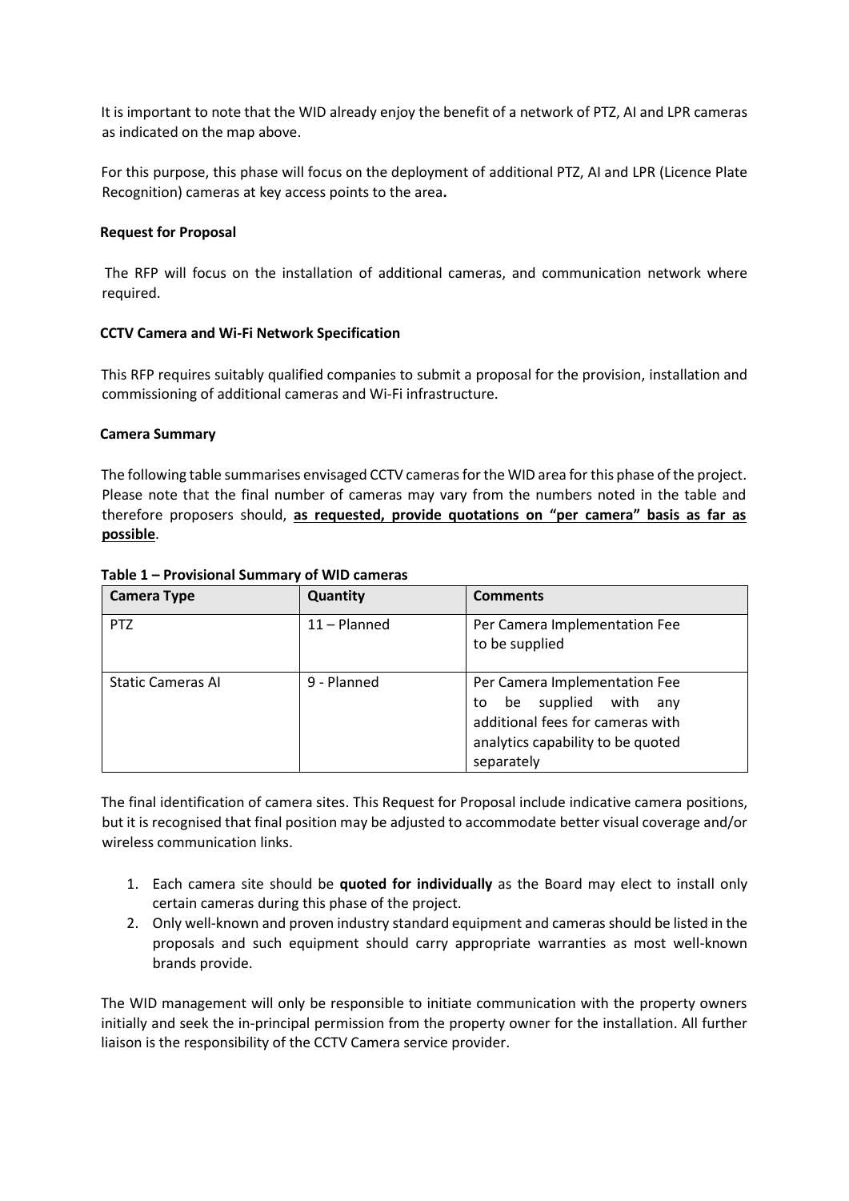It is important to note that the WID already enjoy the benefit of a network of PTZ, AI and LPR cameras as indicated on the map above.

For this purpose, this phase will focus on the deployment of additional PTZ, AI and LPR (Licence Plate Recognition) cameras at key access points to the area**.**

**Request for Proposal**

The RFP will focus on the installation of additional cameras, and communication network where required.

**CCTV Camera and Wi-Fi Network Specification**

This RFP requires suitably qualified companies to submit a proposal for the provision, installation and commissioning of additional cameras and Wi-Fi infrastructure.

**Camera Summary**

The following table summarises envisaged CCTV cameras for the WID area for this phase of the project. Please note that the final number of cameras may vary from the numbers noted in the table and therefore proposers should, **as requested, provide quotations on "per camera" basis as far as possible**.

**Table 1 – Provisional Summary of WID cameras**

| Camera Type | Quantity | Comments |
|---|---|---|
| PTZ | 11 – Planned | Per Camera Implementation Fee to be supplied |
| Static Cameras AI | 9 - Planned | Per Camera Implementation Fee to be supplied with any additional fees for cameras with analytics capability to be quoted separately |

The final identification of camera sites. This Request for Proposal include indicative camera positions, but it is recognised that final position may be adjusted to accommodate better visual coverage and/or wireless communication links.

1. Each camera site should be **quoted for individually** as the Board may elect to install only certain cameras during this phase of the project.
2. Only well-known and proven industry standard equipment and cameras should be listed in the proposals and such equipment should carry appropriate warranties as most well-known brands provide.

The WID management will only be responsible to initiate communication with the property owners initially and seek the in-principal permission from the property owner for the installation. All further liaison is the responsibility of the CCTV Camera service provider.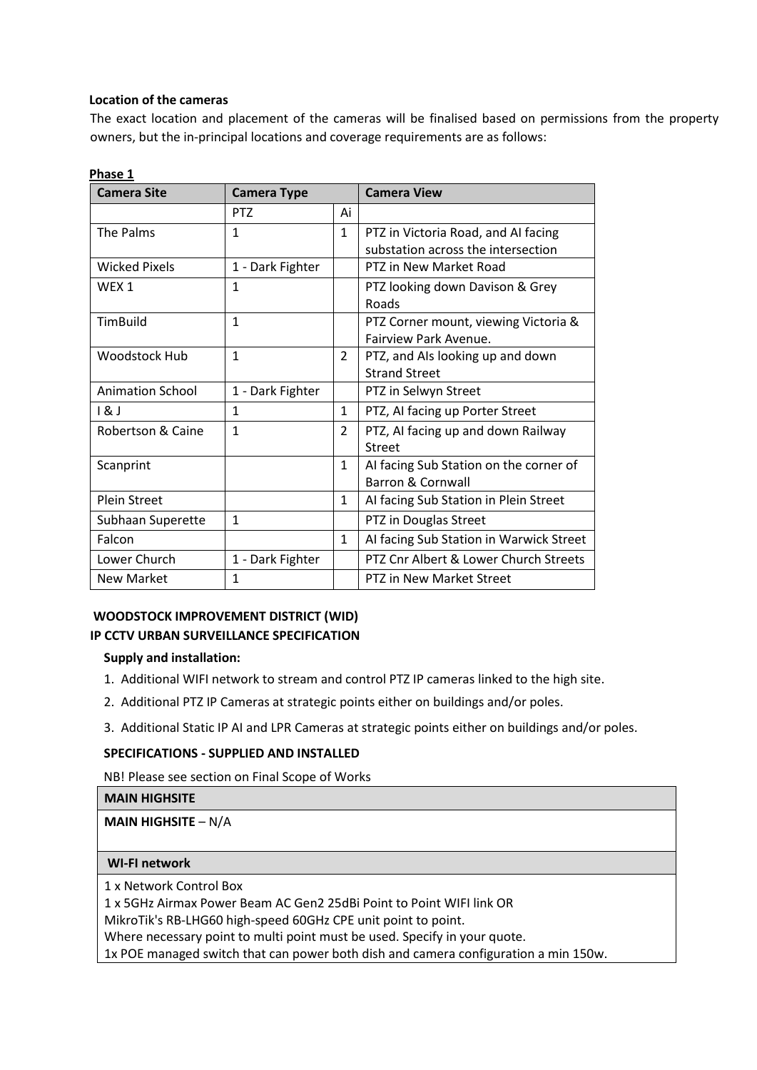**Location of the cameras**

The exact location and placement of the cameras will be finalised based on permissions from the property owners, but the in-principal locations and coverage requirements are as follows:

**Phase 1**

| Camera Site | Camera Type | | Camera View |
|---|---|---|---|
| | PTZ | Ai | |
| The Palms | 1 | 1 | PTZ in Victoria Road, and AI facing substation across the intersection |
| Wicked Pixels | 1 - Dark Fighter | | PTZ in New Market Road |
| WEX 1 | 1 | | PTZ looking down Davison & Grey Roads |
| TimBuild | 1 | | PTZ Corner mount, viewing Victoria & Fairview Park Avenue. |
| Woodstock Hub | 1 | 2 | PTZ, and AIs looking up and down Strand Street |
| Animation School | 1 - Dark Fighter | | PTZ in Selwyn Street |
| I & J | 1 | 1 | PTZ, AI facing up Porter Street |
| Robertson & Caine | 1 | 2 | PTZ, AI facing up and down Railway Street |
| Scanprint | | 1 | AI facing Sub Station on the corner of Barron & Cornwall |
| Plein Street | | 1 | AI facing Sub Station in Plein Street |
| Subhaan Superette | 1 | | PTZ in Douglas Street |
| Falcon | | 1 | AI facing Sub Station in Warwick Street |
| Lower Church | 1 - Dark Fighter | | PTZ Cnr Albert & Lower Church Streets |
| New Market | 1 | | PTZ in New Market Street |

**WOODSTOCK IMPROVEMENT DISTRICT (WID)**
**IP CCTV URBAN SURVEILLANCE SPECIFICATION**

**Supply and installation:**

1. Additional WIFI network to stream and control PTZ IP cameras linked to the high site.
2. Additional PTZ IP Cameras at strategic points either on buildings and/or poles.
3. Additional Static IP AI and LPR Cameras at strategic points either on buildings and/or poles.

**SPECIFICATIONS - SUPPLIED AND INSTALLED**

NB! Please see section on Final Scope of Works

| MAIN HIGHSITE |
|---|
| **MAIN HIGHSITE** – N/A |

| WI-FI network |
|---|
| 1 x Network Control Box<br>1 x 5GHz Airmax Power Beam AC Gen2 25dBi Point to Point WIFI link OR<br>MikroTik's RB-LHG60 high-speed 60GHz CPE unit point to point.<br>Where necessary point to multi point must be used. Specify in your quote.<br>1x POE managed switch that can power both dish and camera configuration a min 150w. |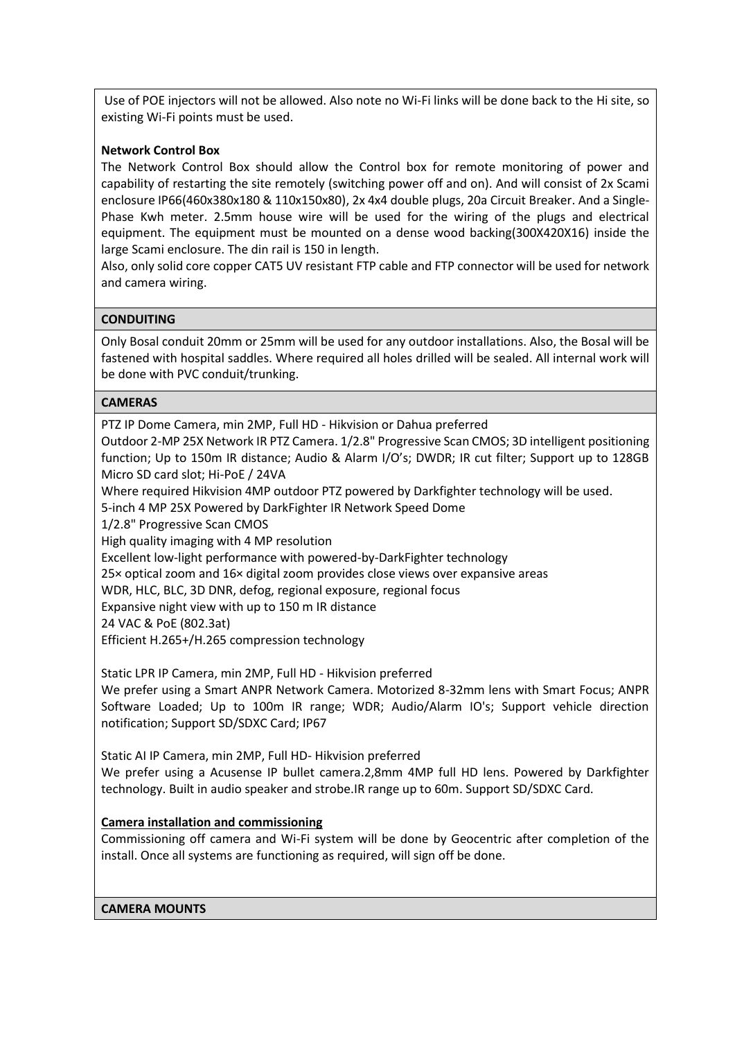Use of POE injectors will not be allowed. Also note no Wi-Fi links will be done back to the Hi site, so existing Wi-Fi points must be used.

**Network Control Box**

The Network Control Box should allow the Control box for remote monitoring of power and capability of restarting the site remotely (switching power off and on). And will consist of 2x Scami enclosure IP66(460x380x180 & 110x150x80), 2x 4x4 double plugs, 20a Circuit Breaker. And a Single-Phase Kwh meter. 2.5mm house wire will be used for the wiring of the plugs and electrical equipment. The equipment must be mounted on a dense wood backing(300X420X16) inside the large Scami enclosure. The din rail is 150 in length.

Also, only solid core copper CAT5 UV resistant FTP cable and FTP connector will be used for network and camera wiring.

**CONDUITING**

Only Bosal conduit 20mm or 25mm will be used for any outdoor installations. Also, the Bosal will be fastened with hospital saddles. Where required all holes drilled will be sealed. All internal work will be done with PVC conduit/trunking.

**CAMERAS**

PTZ IP Dome Camera, min 2MP, Full HD - Hikvision or Dahua preferred

Outdoor 2-MP 25X Network IR PTZ Camera. 1/2.8" Progressive Scan CMOS; 3D intelligent positioning function; Up to 150m IR distance; Audio & Alarm I/O's; DWDR; IR cut filter; Support up to 128GB Micro SD card slot; Hi-PoE / 24VA

Where required Hikvision 4MP outdoor PTZ powered by Darkfighter technology will be used.

5-inch 4 MP 25X Powered by DarkFighter IR Network Speed Dome

1/2.8" Progressive Scan CMOS

High quality imaging with 4 MP resolution

Excellent low-light performance with powered-by-DarkFighter technology

25× optical zoom and 16× digital zoom provides close views over expansive areas

WDR, HLC, BLC, 3D DNR, defog, regional exposure, regional focus

Expansive night view with up to 150 m IR distance

24 VAC & PoE (802.3at)

Efficient H.265+/H.265 compression technology

Static LPR IP Camera, min 2MP, Full HD - Hikvision preferred

We prefer using a Smart ANPR Network Camera. Motorized 8-32mm lens with Smart Focus; ANPR Software Loaded; Up to 100m IR range; WDR; Audio/Alarm IO's; Support vehicle direction notification; Support SD/SDXC Card; IP67

Static AI IP Camera, min 2MP, Full HD- Hikvision preferred

We prefer using a Acusense IP bullet camera.2,8mm 4MP full HD lens. Powered by Darkfighter technology. Built in audio speaker and strobe.IR range up to 60m. Support SD/SDXC Card.

**Camera installation and commissioning**

Commissioning off camera and Wi-Fi system will be done by Geocentric after completion of the install. Once all systems are functioning as required, will sign off be done.

**CAMERA MOUNTS**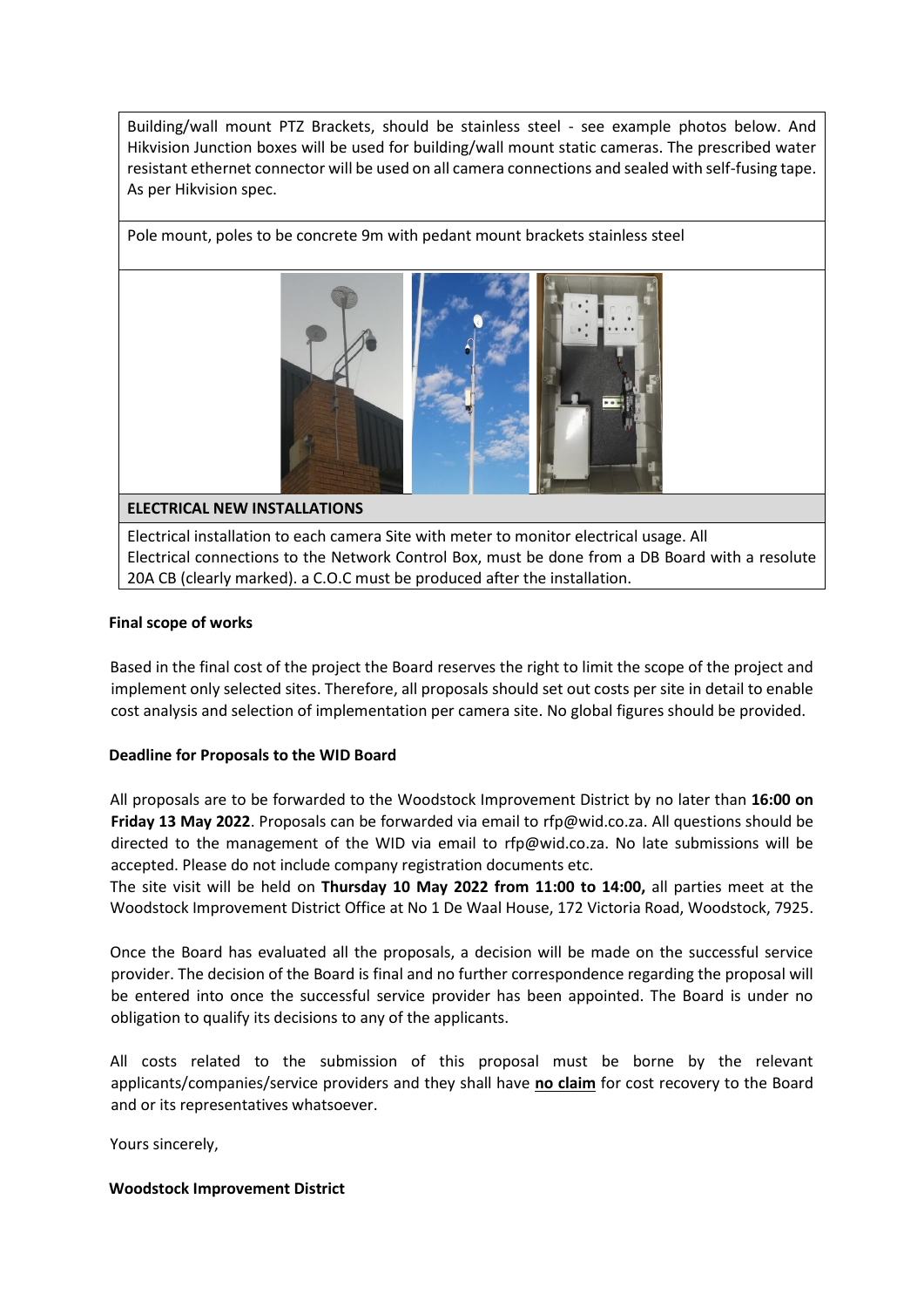| |
|---|
| Building/wall mount PTZ Brackets, should be stainless steel - see example photos below. And Hikvision Junction boxes will be used for building/wall mount static cameras. The prescribed water resistant ethernet connector will be used on all camera connections and sealed with self-fusing tape. As per Hikvision spec. |
| Pole mount, poles to be concrete 9m with pedant mount brackets stainless steel |
| |
| **ELECTRICAL NEW INSTALLATIONS** |
| Electrical installation to each camera Site with meter to monitor electrical usage. All Electrical connections to the Network Control Box, must be done from a DB Board with a resolute 20A CB (clearly marked). a C.O.C must be produced after the installation. |

**Final scope of works**

Based in the final cost of the project the Board reserves the right to limit the scope of the project and implement only selected sites. Therefore, all proposals should set out costs per site in detail to enable cost analysis and selection of implementation per camera site. No global figures should be provided.

**Deadline for Proposals to the WID Board**

All proposals are to be forwarded to the Woodstock Improvement District by no later than **16:00 on Friday 13 May 2022**. Proposals can be forwarded via email to rfp@wid.co.za. All questions should be directed to the management of the WID via email to rfp@wid.co.za. No late submissions will be accepted. Please do not include company registration documents etc.
The site visit will be held on **Thursday 10 May 2022 from 11:00 to 14:00,** all parties meet at the Woodstock Improvement District Office at No 1 De Waal House, 172 Victoria Road, Woodstock, 7925.

Once the Board has evaluated all the proposals, a decision will be made on the successful service provider. The decision of the Board is final and no further correspondence regarding the proposal will be entered into once the successful service provider has been appointed. The Board is under no obligation to qualify its decisions to any of the applicants.

All costs related to the submission of this proposal must be borne by the relevant applicants/companies/service providers and they shall have **no claim** for cost recovery to the Board and or its representatives whatsoever.

Yours sincerely,

**Woodstock Improvement District**